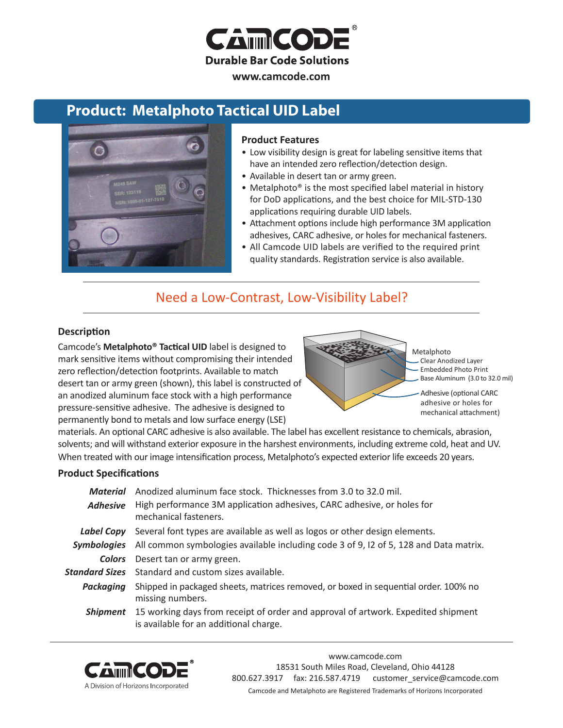# CAMCODE®

**Durable Bar Code Solutions**

**www.camcode.com**

## Product: Metalphoto Tactical UID Label

### Product Features

- Low visibility design is great for labeling sensitive items that have an intended zero reflection/detection design.
- Available in desert tan or army green.
- Metalphoto® is the most specified label material in history for DoD applications, and the best choice for MIL-STD-130 applications requiring durable UID labels.
- Attachment options include high performance 3M application adhesives, CARC adhesive, or holes for mechanical fasteners.
- All Camcode UID labels are verified to the required print quality standards. Registration service is also available.

## Need a Low-Contrast, Low-Visibility Label?

### Description

Camcode's **Metalphoto® Tactical UID** label is designed to mark sensitive items without compromising their intended zero reflection/detection footprints. Available to match desert tan or army green (shown), this label is constructed of an anodized aluminum face stock with a high performance pressure-sensitive adhesive. The adhesive is designed to permanently bond to metals and low surface energy (LSE) materials. An optional CARC adhesive is also available. The label has excellent resistance to chemicals, abrasion, solvents; and will withstand exterior exposure in the harshest environments, including extreme cold, heat and UV. When treated with our image intensification process, Metalphoto's expected exterior life exceeds 20 years.

Metalphoto
- Clear Anodized Layer
- Embedded Photo Print
- Base Aluminum (3.0 to 32.0 mil)

Adhesive (optional CARC adhesive or holes for mechanical attachment)

### Product Specifications

| | |
|---|---|
| ***Material*** | Anodized aluminum face stock. Thicknesses from 3.0 to 32.0 mil. |
| ***Adhesive*** | High performance 3M application adhesives, CARC adhesive, or holes for mechanical fasteners. |
| ***Label Copy*** | Several font types are available as well as logos or other design elements. |
| ***Symbologies*** | All common symbologies available including code 3 of 9, I2 of 5, 128 and Data matrix. |
| ***Colors*** | Desert tan or army green. |
| ***Standard Sizes*** | Standard and custom sizes available. |
| ***Packaging*** | Shipped in packaged sheets, matrices removed, or boxed in sequential order. 100% no missing numbers. |
| ***Shipment*** | 15 working days from receipt of order and approval of artwork. Expedited shipment is available for an additional charge. |

CAMCODE® A Division of Horizons Incorporated

www.camcode.com
18531 South Miles Road, Cleveland, Ohio 44128
800.627.3917 fax: 216.587.4719 customer_service@camcode.com
Camcode and Metalphoto are Registered Trademarks of Horizons Incorporated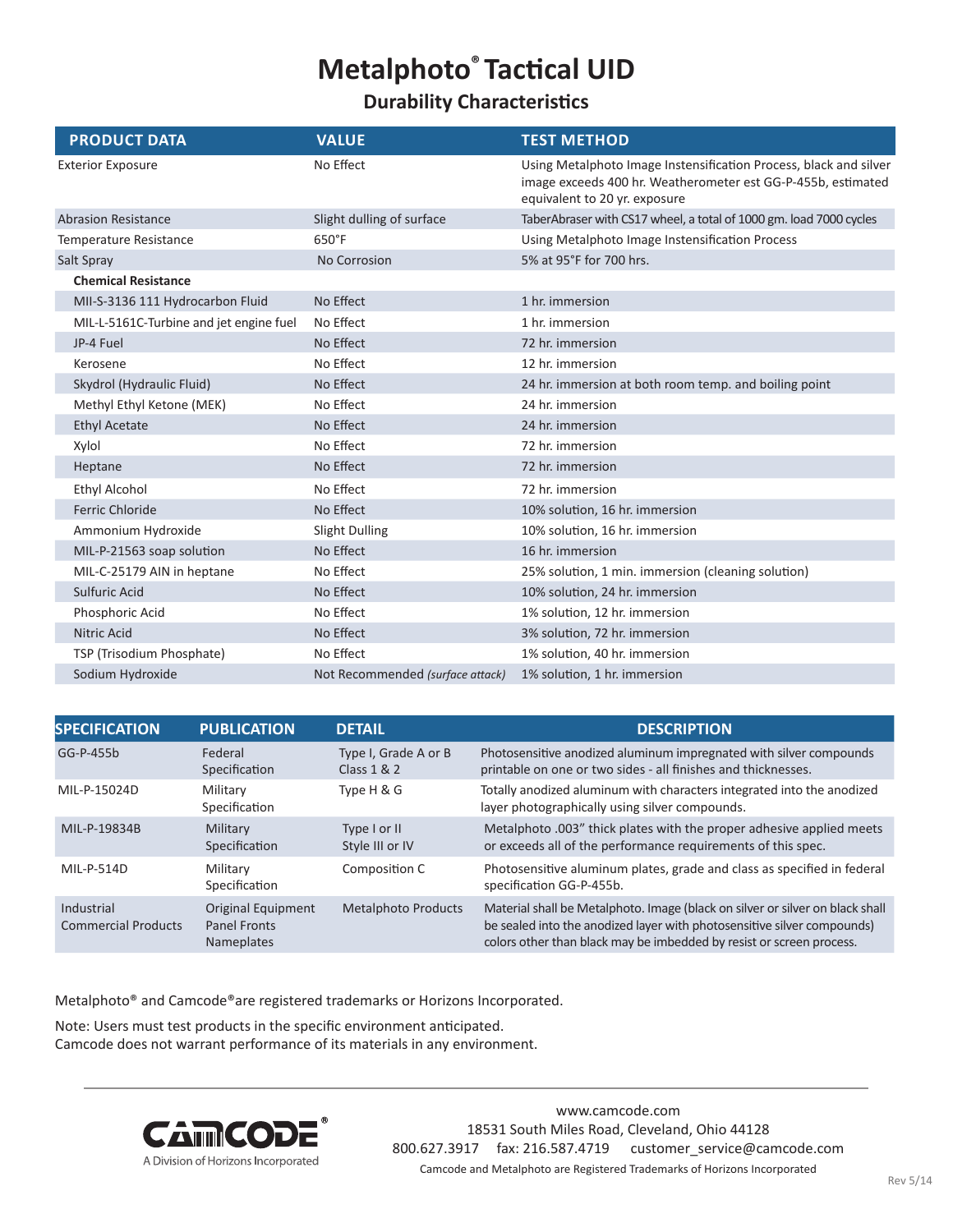# Metalphoto® Tactical UID

## Durability Characteristics

| PRODUCT DATA | VALUE | TEST METHOD |
|---|---|---|
| Exterior Exposure | No Effect | Using Metalphoto Image Instensification Process, black and silver image exceeds 400 hr. Weatherometer est GG-P-455b, estimated equivalent to 20 yr. exposure |
| Abrasion Resistance | Slight dulling of surface | TaberAbraser with CS17 wheel, a total of 1000 gm. load 7000 cycles |
| Temperature Resistance | 650°F | Using Metalphoto Image Intensification Process |
| Salt Spray | No Corrosion | 5% at 95°F for 700 hrs. |
| **Chemical Resistance** | | |
| MIl-S-3136 111 Hydrocarbon Fluid | No Effect | 1 hr. immersion |
| MIL-L-5161C-Turbine and jet engine fuel | No Effect | 1 hr. immersion |
| JP-4 Fuel | No Effect | 72 hr. immersion |
| Kerosene | No Effect | 12 hr. immersion |
| Skydrol (Hydraulic Fluid) | No Effect | 24 hr. immersion at both room temp. and boiling point |
| Methyl Ethyl Ketone (MEK) | No Effect | 24 hr. immersion |
| Ethyl Acetate | No Effect | 24 hr. immersion |
| Xylol | No Effect | 72 hr. immersion |
| Heptane | No Effect | 72 hr. immersion |
| Ethyl Alcohol | No Effect | 72 hr. immersion |
| Ferric Chloride | No Effect | 10% solution, 16 hr. immersion |
| Ammonium Hydroxide | Slight Dulling | 10% solution, 16 hr. immersion |
| MIL-P-21563 soap solution | No Effect | 16 hr. immersion |
| MIL-C-25179 AIN in heptane | No Effect | 25% solution, 1 min. immersion (cleaning solution) |
| Sulfuric Acid | No Effect | 10% solution, 24 hr. immersion |
| Phosphoric Acid | No Effect | 1% solution, 12 hr. immersion |
| Nitric Acid | No Effect | 3% solution, 72 hr. immersion |
| TSP (Trisodium Phosphate) | No Effect | 1% solution, 40 hr. immersion |
| Sodium Hydroxide | Not Recommended *(surface attack)* | 1% solution, 1 hr. immersion |

| SPECIFICATION | PUBLICATION | DETAIL | DESCRIPTION |
|---|---|---|---|
| GG-P-455b | Federal Specification | Type I, Grade A or B Class 1 & 2 | Photosensitive anodized aluminum impregnated with silver compounds printable on one or two sides - all finishes and thicknesses. |
| MIL-P-15024D | Military Specification | Type H & G | Totally anodized aluminum with characters integrated into the anodized layer photographically using silver compounds. |
| MIL-P-19834B | Military Specification | Type I or II Style III or IV | Metalphoto .003" thick plates with the proper adhesive applied meets or exceeds all of the performance requirements of this spec. |
| MIL-P-514D | Military Specification | Composition C | Photosensitive aluminum plates, grade and class as specified in federal specification GG-P-455b. |
| Industrial Commercial Products | Original Equipment Panel Fronts Nameplates | Metalphoto Products | Material shall be Metalphoto. Image (black on silver or silver on black shall be sealed into the anodized layer with photosensitive silver compounds) colors other than black may be imbedded by resist or screen process. |

Metalphoto® and Camcode®are registered trademarks or Horizons Incorporated.

Note: Users must test products in the specific environment anticipated.
Camcode does not warrant performance of its materials in any environment.

CAMCODE®
A Division of Horizons Incorporated

www.camcode.com
18531 South Miles Road, Cleveland, Ohio 44128
800.627.3917 fax: 216.587.4719 customer_service@camcode.com
Camcode and Metalphoto are Registered Trademarks of Horizons Incorporated

Rev 5/14